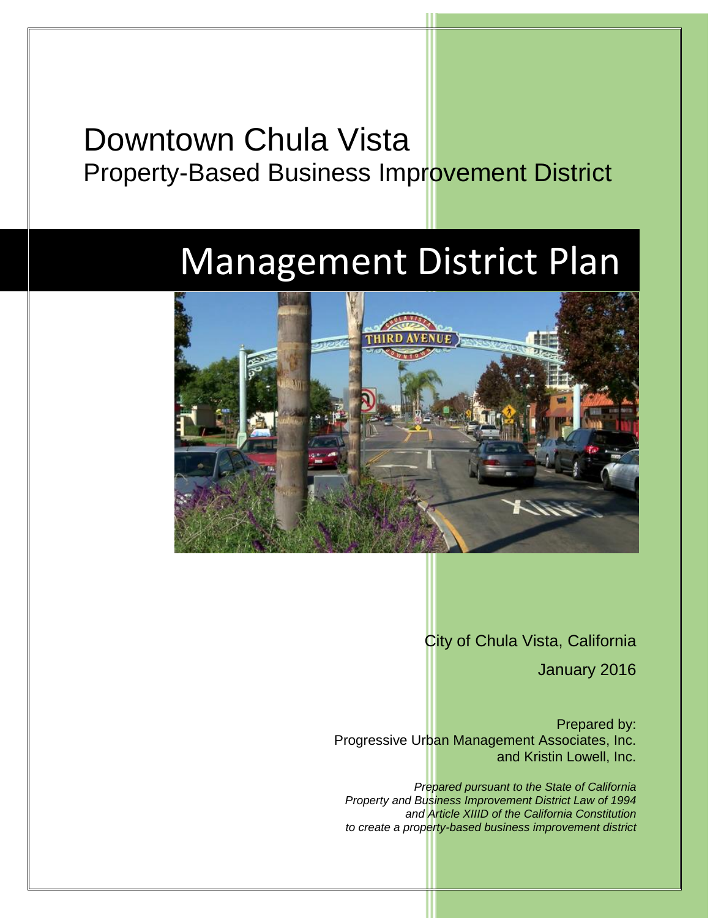# Downtown Chula Vista
## Property-Based Business Improvement District

# Management District Plan

City of Chula Vista, California

January 2016

Prepared by:
Progressive Urban Management Associates, Inc.
and Kristin Lowell, Inc.

*Prepared pursuant to the State of California Property and Business Improvement District Law of 1994 and Article XIIID of the California Constitution to create a property-based business improvement district*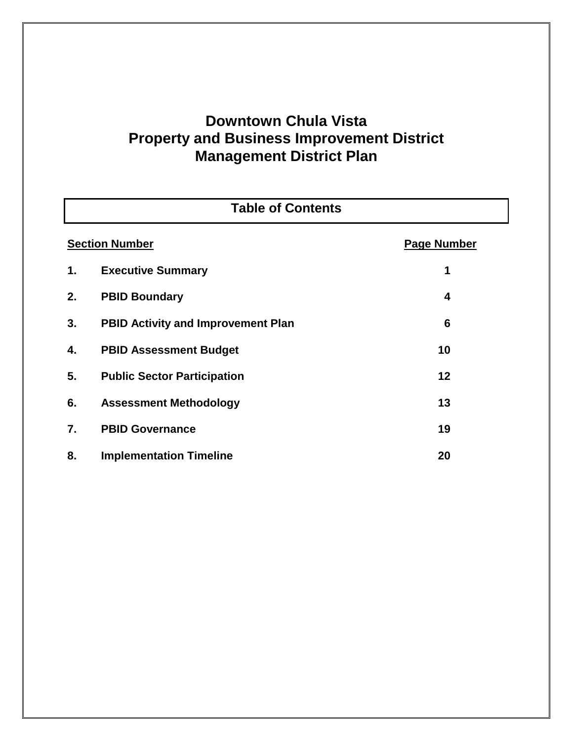# Downtown Chula Vista
# Property and Business Improvement District
# Management District Plan

## Table of Contents

| Section Number | | Page Number |
|---|---|---|
| **1.** | **Executive Summary** | **1** |
| **2.** | **PBID Boundary** | **4** |
| **3.** | **PBID Activity and Improvement Plan** | **6** |
| **4.** | **PBID Assessment Budget** | **10** |
| **5.** | **Public Sector Participation** | **12** |
| **6.** | **Assessment Methodology** | **13** |
| **7.** | **PBID Governance** | **19** |
| **8.** | **Implementation Timeline** | **20** |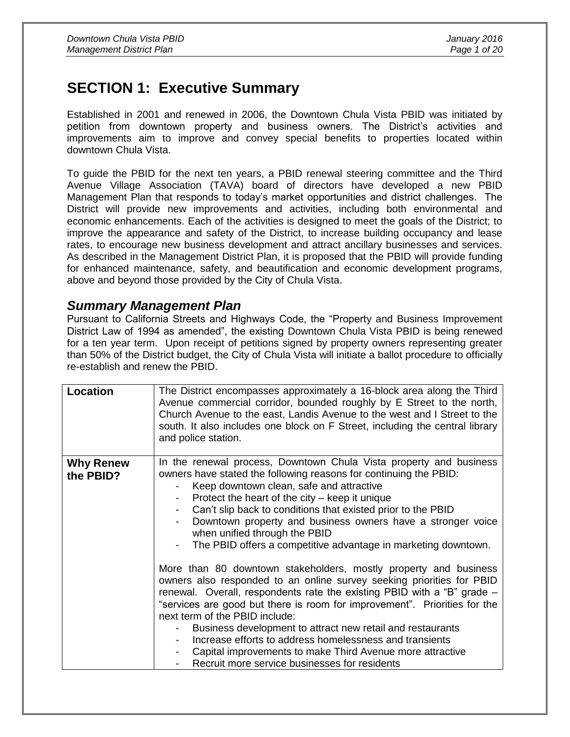# SECTION 1: Executive Summary

Established in 2001 and renewed in 2006, the Downtown Chula Vista PBID was initiated by petition from downtown property and business owners. The District's activities and improvements aim to improve and convey special benefits to properties located within downtown Chula Vista.

To guide the PBID for the next ten years, a PBID renewal steering committee and the Third Avenue Village Association (TAVA) board of directors have developed a new PBID Management Plan that responds to today's market opportunities and district challenges. The District will provide new improvements and activities, including both environmental and economic enhancements. Each of the activities is designed to meet the goals of the District; to improve the appearance and safety of the District, to increase building occupancy and lease rates, to encourage new business development and attract ancillary businesses and services. As described in the Management District Plan, it is proposed that the PBID will provide funding for enhanced maintenance, safety, and beautification and economic development programs, above and beyond those provided by the City of Chula Vista.

## *Summary Management Plan*

Pursuant to California Streets and Highways Code, the "Property and Business Improvement District Law of 1994 as amended", the existing Downtown Chula Vista PBID is being renewed for a ten year term. Upon receipt of petitions signed by property owners representing greater than 50% of the District budget, the City of Chula Vista will initiate a ballot procedure to officially re-establish and renew the PBID.

| | |
|---|---|
| **Location** | The District encompasses approximately a 16-block area along the Third Avenue commercial corridor, bounded roughly by E Street to the north, Church Avenue to the east, Landis Avenue to the west and I Street to the south. It also includes one block on F Street, including the central library and police station. |
| **Why Renew the PBID?** | In the renewal process, Downtown Chula Vista property and business owners have stated the following reasons for continuing the PBID:<br>- Keep downtown clean, safe and attractive<br>- Protect the heart of the city – keep it unique<br>- Can't slip back to conditions that existed prior to the PBID<br>- Downtown property and business owners have a stronger voice when unified through the PBID<br>- The PBID offers a competitive advantage in marketing downtown.<br><br>More than 80 downtown stakeholders, mostly property and business owners also responded to an online survey seeking priorities for PBID renewal. Overall, respondents rate the existing PBID with a "B" grade – "services are good but there is room for improvement". Priorities for the next term of the PBID include:<br>- Business development to attract new retail and restaurants<br>- Increase efforts to address homelessness and transients<br>- Capital improvements to make Third Avenue more attractive<br>- Recruit more service businesses for residents |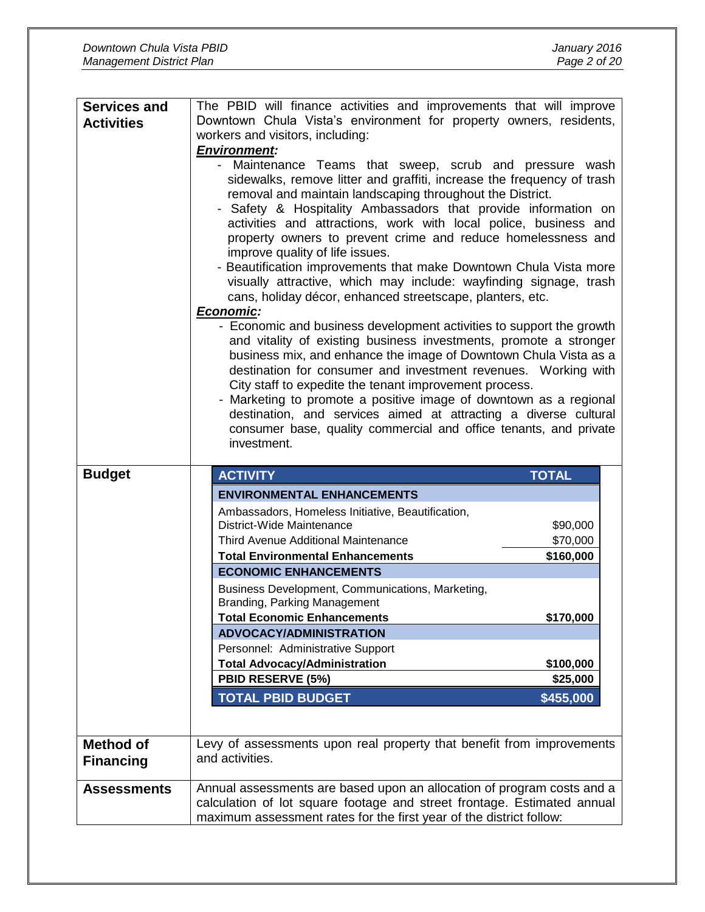| | |
|---|---|
| **Services and Activities** | The PBID will finance activities and improvements that will improve Downtown Chula Vista's environment for property owners, residents, workers and visitors, including:<br>***Environment:***<br>- Maintenance Teams that sweep, scrub and pressure wash sidewalks, remove litter and graffiti, increase the frequency of trash removal and maintain landscaping throughout the District.<br>- Safety & Hospitality Ambassadors that provide information on activities and attractions, work with local police, business and property owners to prevent crime and reduce homelessness and improve quality of life issues.<br>- Beautification improvements that make Downtown Chula Vista more visually attractive, which may include: wayfinding signage, trash cans, holiday décor, enhanced streetscape, planters, etc.<br>***Economic:***<br>- Economic and business development activities to support the growth and vitality of existing business investments, promote a stronger business mix, and enhance the image of Downtown Chula Vista as a destination for consumer and investment revenues. Working with City staff to expedite the tenant improvement process.<br>- Marketing to promote a positive image of downtown as a regional destination, and services aimed at attracting a diverse cultural consumer base, quality commercial and office tenants, and private investment. |
| **Budget** | (see table below) |
| **Method of Financing** | Levy of assessments upon real property that benefit from improvements and activities. |
| **Assessments** | Annual assessments are based upon an allocation of program costs and a calculation of lot square footage and street frontage. Estimated annual maximum assessment rates for the first year of the district follow: |

**Budget**

| ACTIVITY | TOTAL |
|---|---|
| **ENVIRONMENTAL ENHANCEMENTS** | |
| Ambassadors, Homeless Initiative, Beautification, District-Wide Maintenance | $90,000 |
| Third Avenue Additional Maintenance | $70,000 |
| **Total Environmental Enhancements** | **$160,000** |
| **ECONOMIC ENHANCEMENTS** | |
| Business Development, Communications, Marketing, Branding, Parking Management | |
| **Total Economic Enhancements** | **$170,000** |
| **ADVOCACY/ADMINISTRATION** | |
| Personnel: Administrative Support | |
| **Total Advocacy/Administration** | **$100,000** |
| **PBID RESERVE (5%)** | **$25,000** |
| **TOTAL PBID BUDGET** | **$455,000** |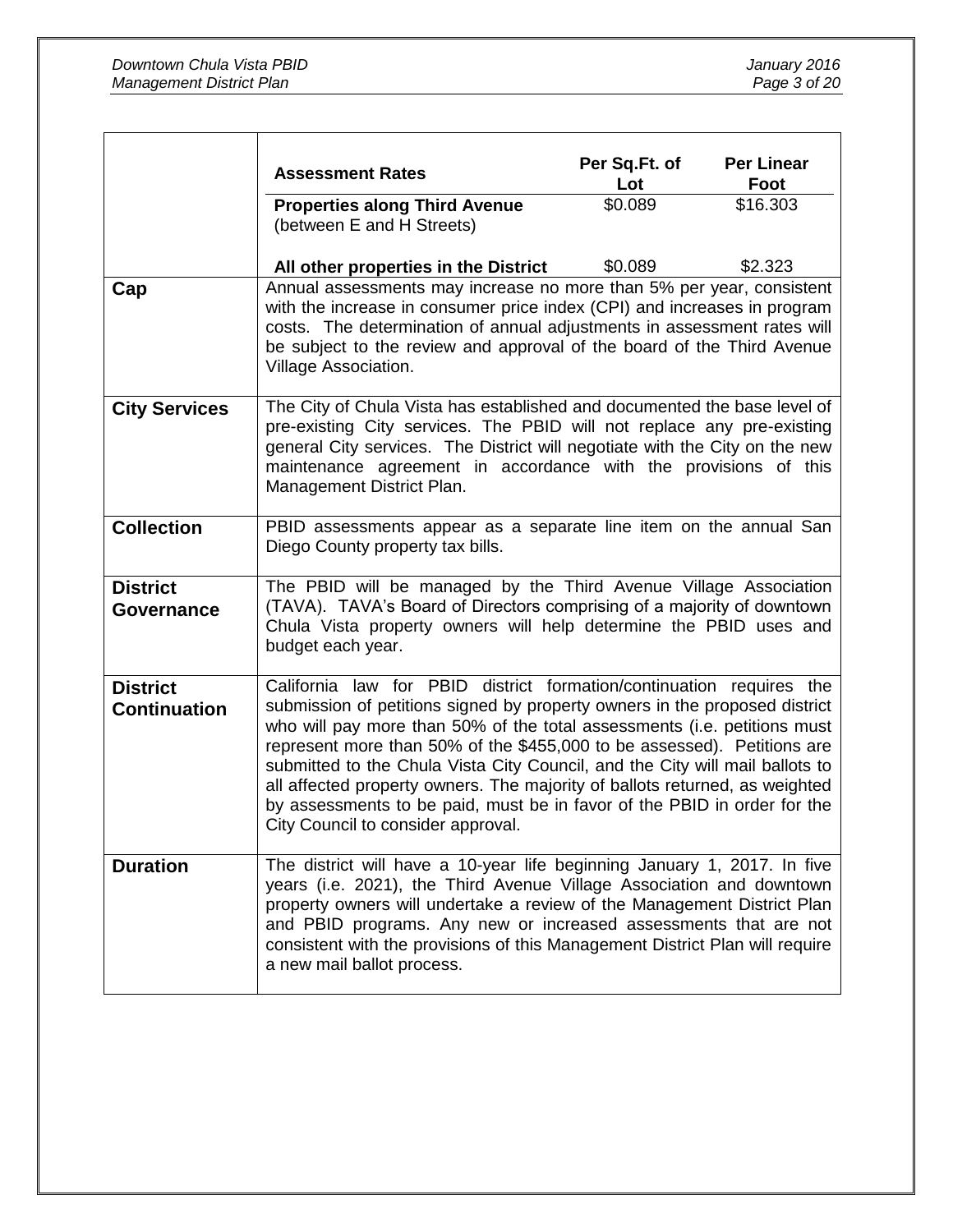| | | | |
|---|---|---|---|
| | **Assessment Rates** | **Per Sq.Ft. of Lot** | **Per Linear Foot** |
| | **Properties along Third Avenue** (between E and H Streets) | $0.089 | $16.303 |
| | **All other properties in the District** | $0.089 | $2.323 |
| **Cap** | Annual assessments may increase no more than 5% per year, consistent with the increase in consumer price index (CPI) and increases in program costs. The determination of annual adjustments in assessment rates will be subject to the review and approval of the board of the Third Avenue Village Association. | | |
| **City Services** | The City of Chula Vista has established and documented the base level of pre-existing City services. The PBID will not replace any pre-existing general City services. The District will negotiate with the City on the new maintenance agreement in accordance with the provisions of this Management District Plan. | | |
| **Collection** | PBID assessments appear as a separate line item on the annual San Diego County property tax bills. | | |
| **District Governance** | The PBID will be managed by the Third Avenue Village Association (TAVA). TAVA's Board of Directors comprising of a majority of downtown Chula Vista property owners will help determine the PBID uses and budget each year. | | |
| **District Continuation** | California law for PBID district formation/continuation requires the submission of petitions signed by property owners in the proposed district who will pay more than 50% of the total assessments (i.e. petitions must represent more than 50% of the $455,000 to be assessed). Petitions are submitted to the Chula Vista City Council, and the City will mail ballots to all affected property owners. The majority of ballots returned, as weighted by assessments to be paid, must be in favor of the PBID in order for the City Council to consider approval. | | |
| **Duration** | The district will have a 10-year life beginning January 1, 2017. In five years (i.e. 2021), the Third Avenue Village Association and downtown property owners will undertake a review of the Management District Plan and PBID programs. Any new or increased assessments that are not consistent with the provisions of this Management District Plan will require a new mail ballot process. | | |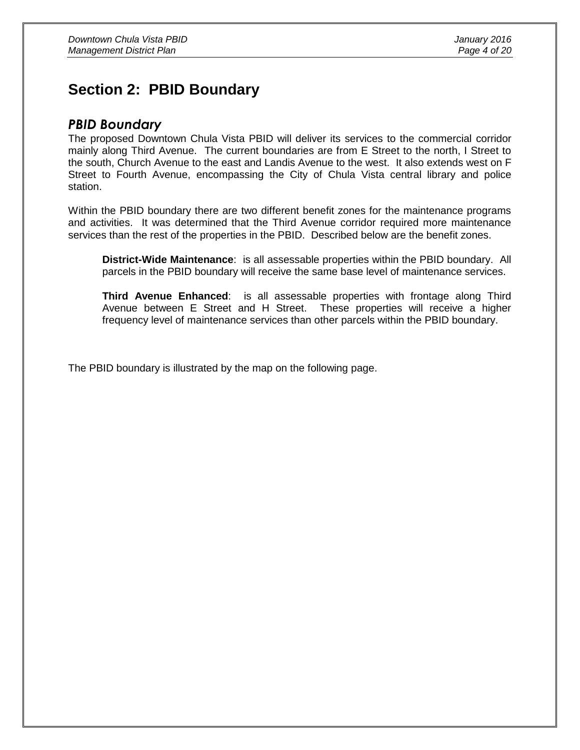# Section 2: PBID Boundary

### *PBID Boundary*

The proposed Downtown Chula Vista PBID will deliver its services to the commercial corridor mainly along Third Avenue. The current boundaries are from E Street to the north, I Street to the south, Church Avenue to the east and Landis Avenue to the west. It also extends west on F Street to Fourth Avenue, encompassing the City of Chula Vista central library and police station.

Within the PBID boundary there are two different benefit zones for the maintenance programs and activities. It was determined that the Third Avenue corridor required more maintenance services than the rest of the properties in the PBID. Described below are the benefit zones.

> **District-Wide Maintenance**: is all assessable properties within the PBID boundary. All parcels in the PBID boundary will receive the same base level of maintenance services.
>
> **Third Avenue Enhanced**: is all assessable properties with frontage along Third Avenue between E Street and H Street. These properties will receive a higher frequency level of maintenance services than other parcels within the PBID boundary.

The PBID boundary is illustrated by the map on the following page.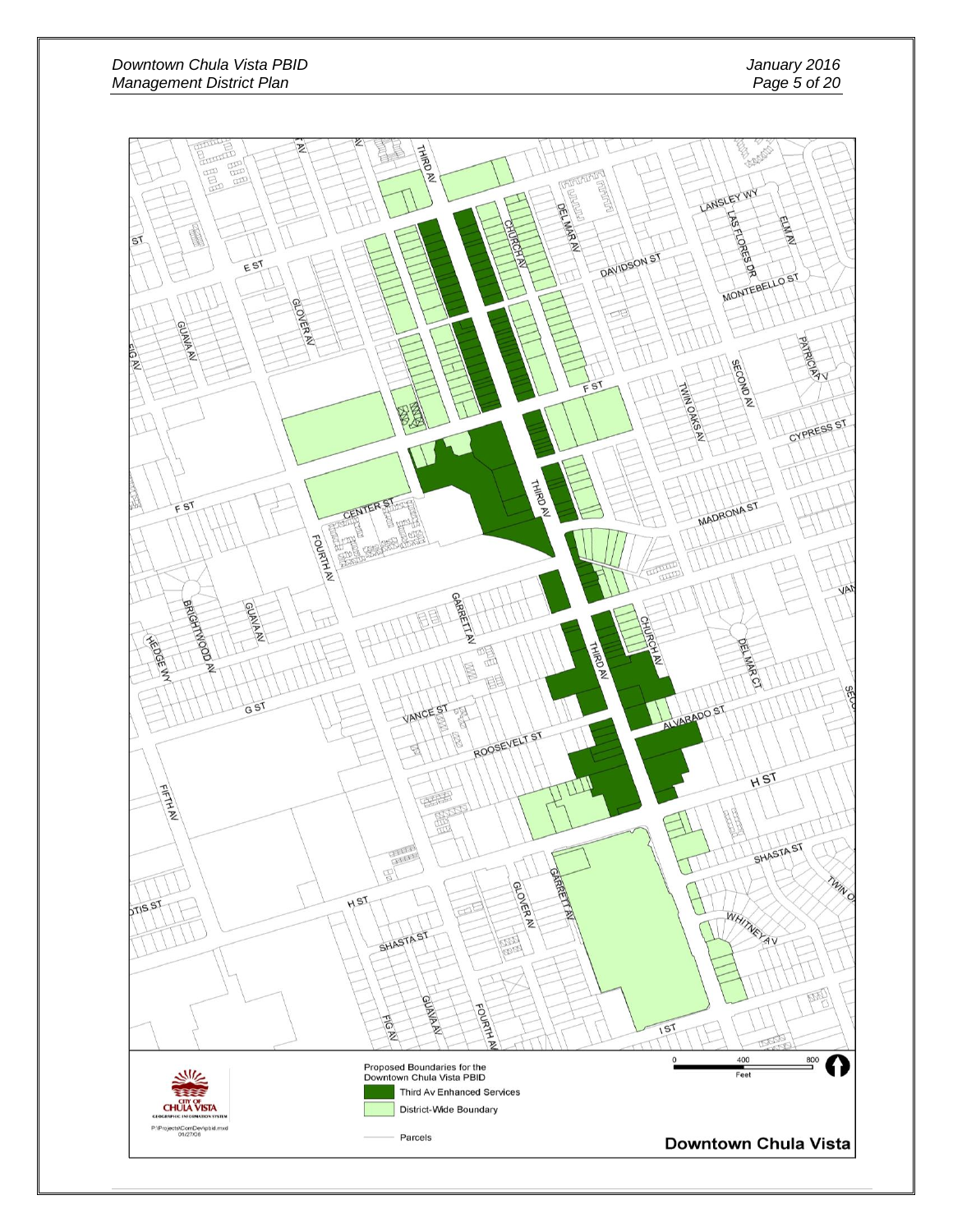Proposed Boundaries for the Downtown Chula Vista PBID

- Third Av Enhanced Services
- District-Wide Boundary
- Parcels

0 400 800 Feet

CITY OF CHULA VISTA
GEOGRAPHIC INFORMATION SYSTEM

P:\Projects\ComDev\pbid.mxd
01/27/06

**Downtown Chula Vista**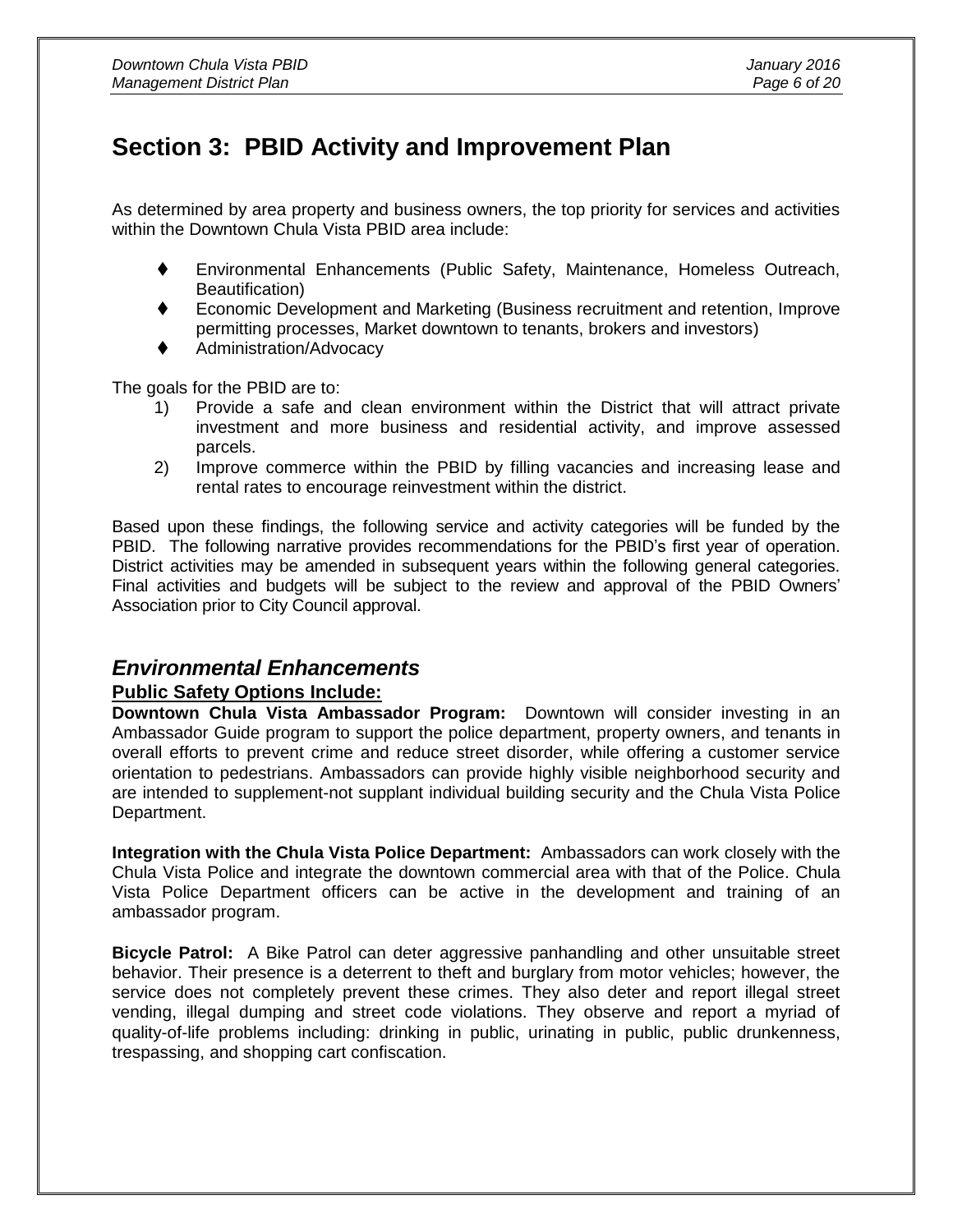# Section 3: PBID Activity and Improvement Plan

As determined by area property and business owners, the top priority for services and activities within the Downtown Chula Vista PBID area include:

- Environmental Enhancements (Public Safety, Maintenance, Homeless Outreach, Beautification)
- Economic Development and Marketing (Business recruitment and retention, Improve permitting processes, Market downtown to tenants, brokers and investors)
- Administration/Advocacy

The goals for the PBID are to:

1) Provide a safe and clean environment within the District that will attract private investment and more business and residential activity, and improve assessed parcels.
2) Improve commerce within the PBID by filling vacancies and increasing lease and rental rates to encourage reinvestment within the district.

Based upon these findings, the following service and activity categories will be funded by the PBID. The following narrative provides recommendations for the PBID's first year of operation. District activities may be amended in subsequent years within the following general categories. Final activities and budgets will be subject to the review and approval of the PBID Owners' Association prior to City Council approval.

## *Environmental Enhancements*

### Public Safety Options Include:

**Downtown Chula Vista Ambassador Program:** Downtown will consider investing in an Ambassador Guide program to support the police department, property owners, and tenants in overall efforts to prevent crime and reduce street disorder, while offering a customer service orientation to pedestrians. Ambassadors can provide highly visible neighborhood security and are intended to supplement-not supplant individual building security and the Chula Vista Police Department.

**Integration with the Chula Vista Police Department:** Ambassadors can work closely with the Chula Vista Police and integrate the downtown commercial area with that of the Police. Chula Vista Police Department officers can be active in the development and training of an ambassador program.

**Bicycle Patrol:** A Bike Patrol can deter aggressive panhandling and other unsuitable street behavior. Their presence is a deterrent to theft and burglary from motor vehicles; however, the service does not completely prevent these crimes. They also deter and report illegal street vending, illegal dumping and street code violations. They observe and report a myriad of quality-of-life problems including: drinking in public, urinating in public, public drunkenness, trespassing, and shopping cart confiscation.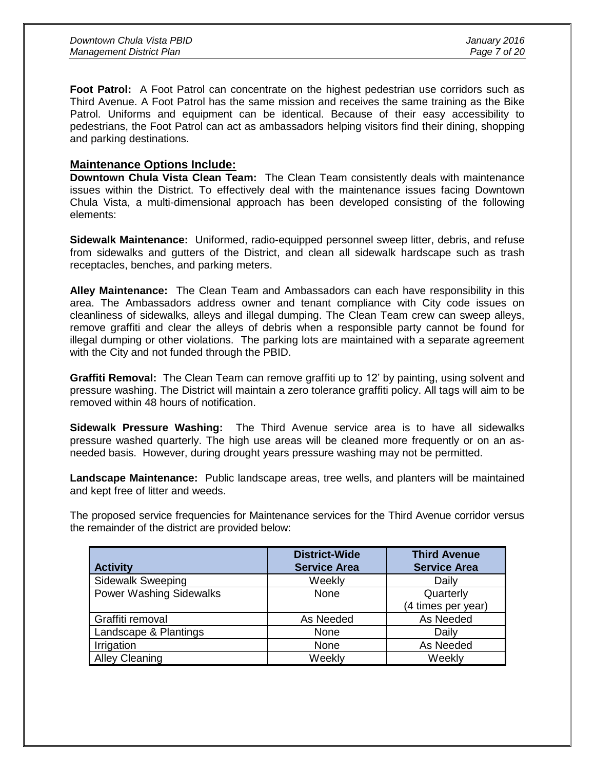**Foot Patrol:** A Foot Patrol can concentrate on the highest pedestrian use corridors such as Third Avenue. A Foot Patrol has the same mission and receives the same training as the Bike Patrol. Uniforms and equipment can be identical. Because of their easy accessibility to pedestrians, the Foot Patrol can act as ambassadors helping visitors find their dining, shopping and parking destinations.

## Maintenance Options Include:

**Downtown Chula Vista Clean Team:** The Clean Team consistently deals with maintenance issues within the District. To effectively deal with the maintenance issues facing Downtown Chula Vista, a multi-dimensional approach has been developed consisting of the following elements:

**Sidewalk Maintenance:** Uniformed, radio-equipped personnel sweep litter, debris, and refuse from sidewalks and gutters of the District, and clean all sidewalk hardscape such as trash receptacles, benches, and parking meters.

**Alley Maintenance:** The Clean Team and Ambassadors can each have responsibility in this area. The Ambassadors address owner and tenant compliance with City code issues on cleanliness of sidewalks, alleys and illegal dumping. The Clean Team crew can sweep alleys, remove graffiti and clear the alleys of debris when a responsible party cannot be found for illegal dumping or other violations. The parking lots are maintained with a separate agreement with the City and not funded through the PBID.

**Graffiti Removal:** The Clean Team can remove graffiti up to 12' by painting, using solvent and pressure washing. The District will maintain a zero tolerance graffiti policy. All tags will aim to be removed within 48 hours of notification.

**Sidewalk Pressure Washing:** The Third Avenue service area is to have all sidewalks pressure washed quarterly. The high use areas will be cleaned more frequently or on an as-needed basis. However, during drought years pressure washing may not be permitted.

**Landscape Maintenance:** Public landscape areas, tree wells, and planters will be maintained and kept free of litter and weeds.

The proposed service frequencies for Maintenance services for the Third Avenue corridor versus the remainder of the district are provided below:

| Activity | District-Wide Service Area | Third Avenue Service Area |
|---|---|---|
| Sidewalk Sweeping | Weekly | Daily |
| Power Washing Sidewalks | None | Quarterly (4 times per year) |
| Graffiti removal | As Needed | As Needed |
| Landscape & Plantings | None | Daily |
| Irrigation | None | As Needed |
| Alley Cleaning | Weekly | Weekly |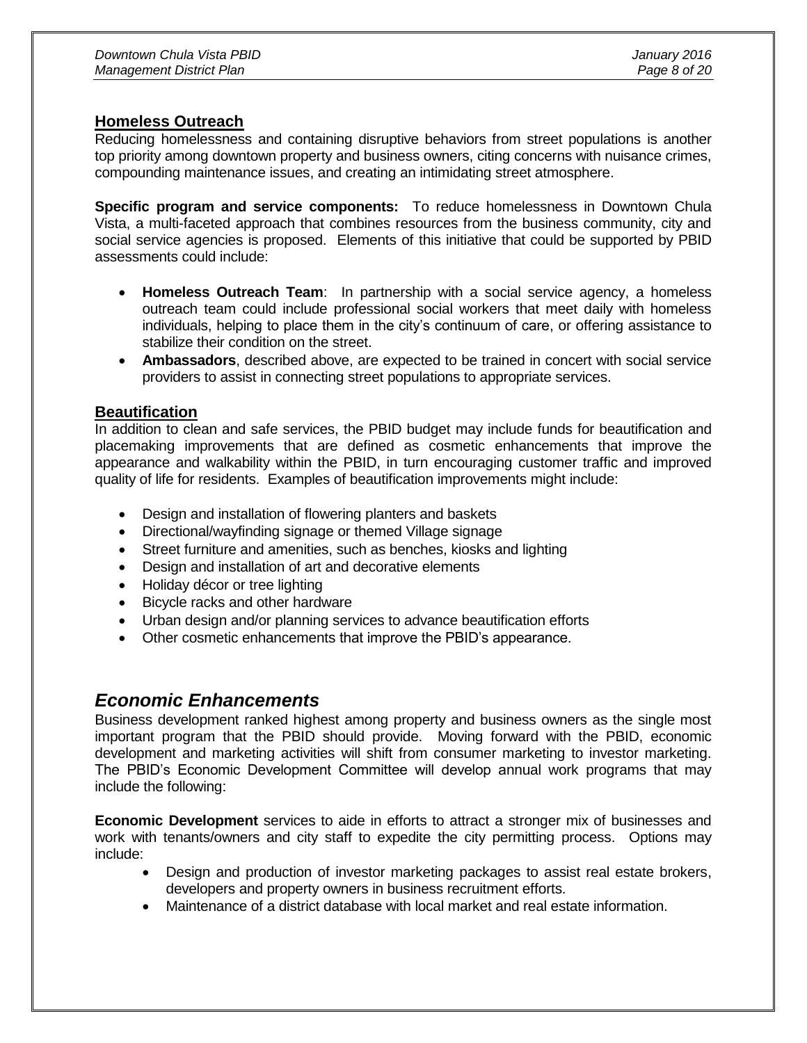### Homeless Outreach

Reducing homelessness and containing disruptive behaviors from street populations is another top priority among downtown property and business owners, citing concerns with nuisance crimes, compounding maintenance issues, and creating an intimidating street atmosphere.

**Specific program and service components:** To reduce homelessness in Downtown Chula Vista, a multi-faceted approach that combines resources from the business community, city and social service agencies is proposed. Elements of this initiative that could be supported by PBID assessments could include:

- **Homeless Outreach Team**: In partnership with a social service agency, a homeless outreach team could include professional social workers that meet daily with homeless individuals, helping to place them in the city's continuum of care, or offering assistance to stabilize their condition on the street.
- **Ambassadors**, described above, are expected to be trained in concert with social service providers to assist in connecting street populations to appropriate services.

### Beautification

In addition to clean and safe services, the PBID budget may include funds for beautification and placemaking improvements that are defined as cosmetic enhancements that improve the appearance and walkability within the PBID, in turn encouraging customer traffic and improved quality of life for residents. Examples of beautification improvements might include:

- Design and installation of flowering planters and baskets
- Directional/wayfinding signage or themed Village signage
- Street furniture and amenities, such as benches, kiosks and lighting
- Design and installation of art and decorative elements
- Holiday décor or tree lighting
- Bicycle racks and other hardware
- Urban design and/or planning services to advance beautification efforts
- Other cosmetic enhancements that improve the PBID's appearance.

## *Economic Enhancements*

Business development ranked highest among property and business owners as the single most important program that the PBID should provide. Moving forward with the PBID, economic development and marketing activities will shift from consumer marketing to investor marketing. The PBID's Economic Development Committee will develop annual work programs that may include the following:

**Economic Development** services to aide in efforts to attract a stronger mix of businesses and work with tenants/owners and city staff to expedite the city permitting process. Options may include:

- Design and production of investor marketing packages to assist real estate brokers, developers and property owners in business recruitment efforts.
- Maintenance of a district database with local market and real estate information.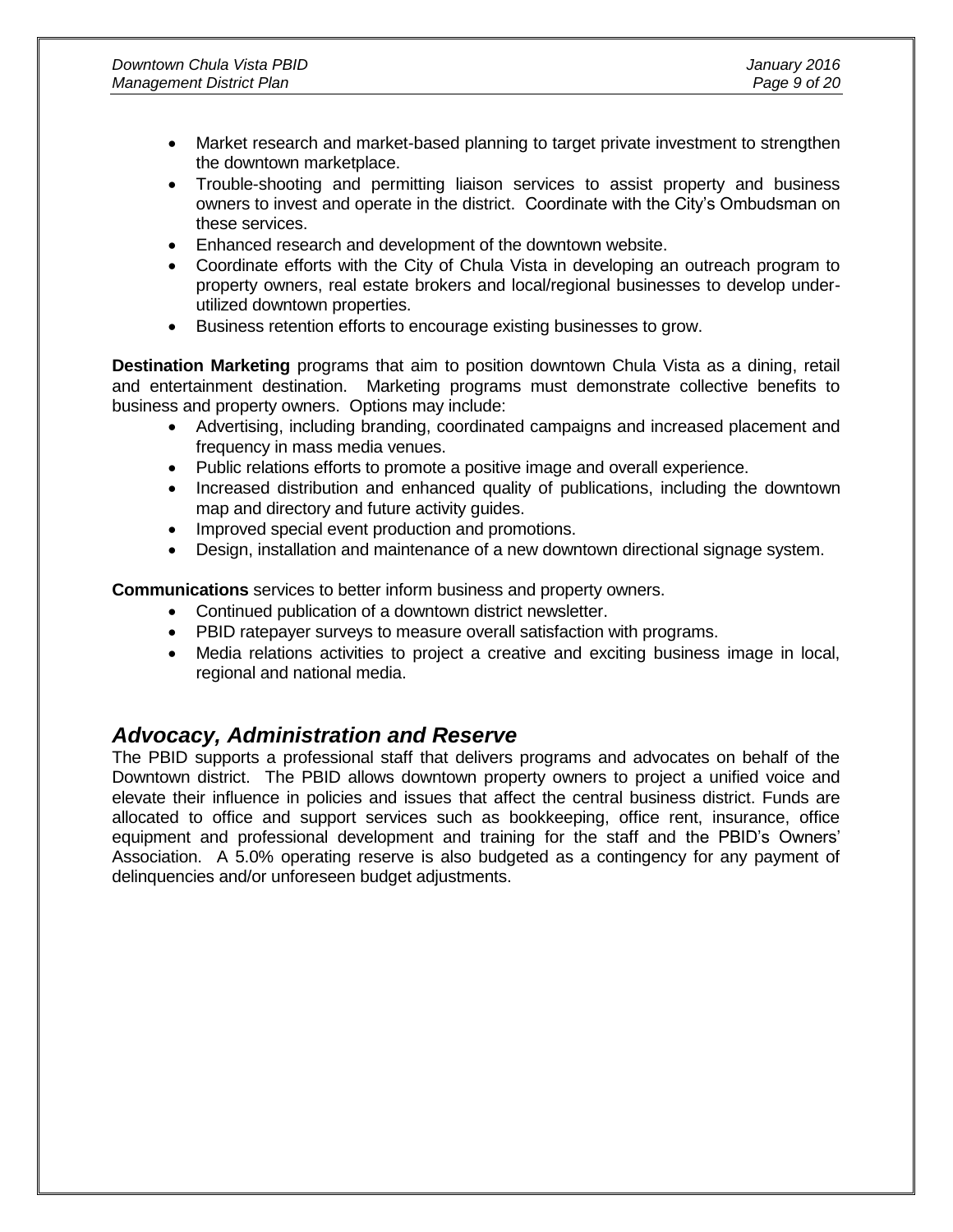- Market research and market-based planning to target private investment to strengthen the downtown marketplace.
- Trouble-shooting and permitting liaison services to assist property and business owners to invest and operate in the district. Coordinate with the City's Ombudsman on these services.
- Enhanced research and development of the downtown website.
- Coordinate efforts with the City of Chula Vista in developing an outreach program to property owners, real estate brokers and local/regional businesses to develop under-utilized downtown properties.
- Business retention efforts to encourage existing businesses to grow.

**Destination Marketing** programs that aim to position downtown Chula Vista as a dining, retail and entertainment destination. Marketing programs must demonstrate collective benefits to business and property owners. Options may include:

- Advertising, including branding, coordinated campaigns and increased placement and frequency in mass media venues.
- Public relations efforts to promote a positive image and overall experience.
- Increased distribution and enhanced quality of publications, including the downtown map and directory and future activity guides.
- Improved special event production and promotions.
- Design, installation and maintenance of a new downtown directional signage system.

**Communications** services to better inform business and property owners.

- Continued publication of a downtown district newsletter.
- PBID ratepayer surveys to measure overall satisfaction with programs.
- Media relations activities to project a creative and exciting business image in local, regional and national media.

## *Advocacy, Administration and Reserve*

The PBID supports a professional staff that delivers programs and advocates on behalf of the Downtown district. The PBID allows downtown property owners to project a unified voice and elevate their influence in policies and issues that affect the central business district. Funds are allocated to office and support services such as bookkeeping, office rent, insurance, office equipment and professional development and training for the staff and the PBID's Owners' Association. A 5.0% operating reserve is also budgeted as a contingency for any payment of delinquencies and/or unforeseen budget adjustments.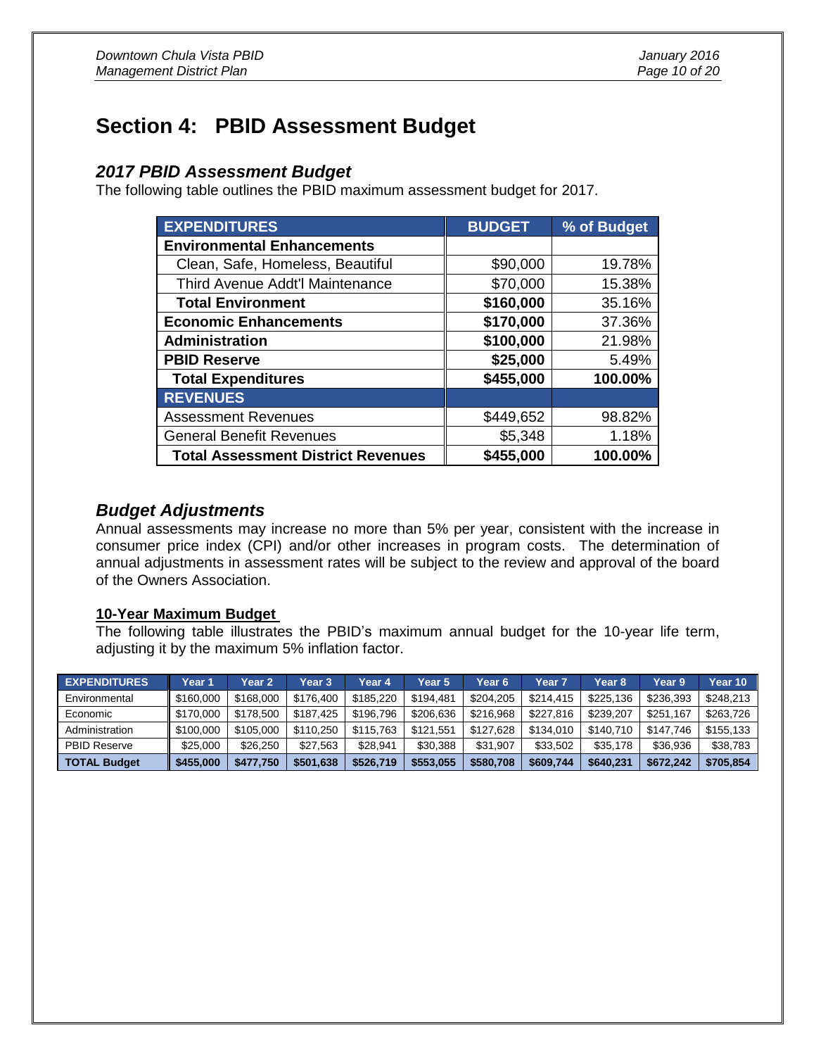# Section 4: PBID Assessment Budget

## *2017 PBID Assessment Budget*

The following table outlines the PBID maximum assessment budget for 2017.

| EXPENDITURES | BUDGET | % of Budget |
|---|---|---|
| **Environmental Enhancements** | | |
| Clean, Safe, Homeless, Beautiful | $90,000 | 19.78% |
| Third Avenue Addt'l Maintenance | $70,000 | 15.38% |
| **Total Environment** | **$160,000** | **35.16%** |
| **Economic Enhancements** | **$170,000** | **37.36%** |
| **Administration** | **$100,000** | **21.98%** |
| **PBID Reserve** | **$25,000** | **5.49%** |
| **Total Expenditures** | **$455,000** | **100.00%** |
| **REVENUES** | | |
| Assessment Revenues | $449,652 | 98.82% |
| General Benefit Revenues | $5,348 | 1.18% |
| **Total Assessment District Revenues** | **$455,000** | **100.00%** |

## *Budget Adjustments*

Annual assessments may increase no more than 5% per year, consistent with the increase in consumer price index (CPI) and/or other increases in program costs. The determination of annual adjustments in assessment rates will be subject to the review and approval of the board of the Owners Association.

### 10-Year Maximum Budget

The following table illustrates the PBID's maximum annual budget for the 10-year life term, adjusting it by the maximum 5% inflation factor.

| EXPENDITURES | Year 1 | Year 2 | Year 3 | Year 4 | Year 5 | Year 6 | Year 7 | Year 8 | Year 9 | Year 10 |
|---|---|---|---|---|---|---|---|---|---|---|
| Environmental | $160,000 | $168,000 | $176,400 | $185,220 | $194,481 | $204,205 | $214,415 | $225,136 | $236,393 | $248,213 |
| Economic | $170,000 | $178,500 | $187,425 | $196,796 | $206,636 | $216,968 | $227,816 | $239,207 | $251,167 | $263,726 |
| Administration | $100,000 | $105,000 | $110,250 | $115,763 | $121,551 | $127,628 | $134,010 | $140,710 | $147,746 | $155,133 |
| PBID Reserve | $25,000 | $26,250 | $27,563 | $28,941 | $30,388 | $31,907 | $33,502 | $35,178 | $36,936 | $38,783 |
| **TOTAL Budget** | **$455,000** | **$477,750** | **$501,638** | **$526,719** | **$553,055** | **$580,708** | **$609,744** | **$640,231** | **$672,242** | **$705,854** |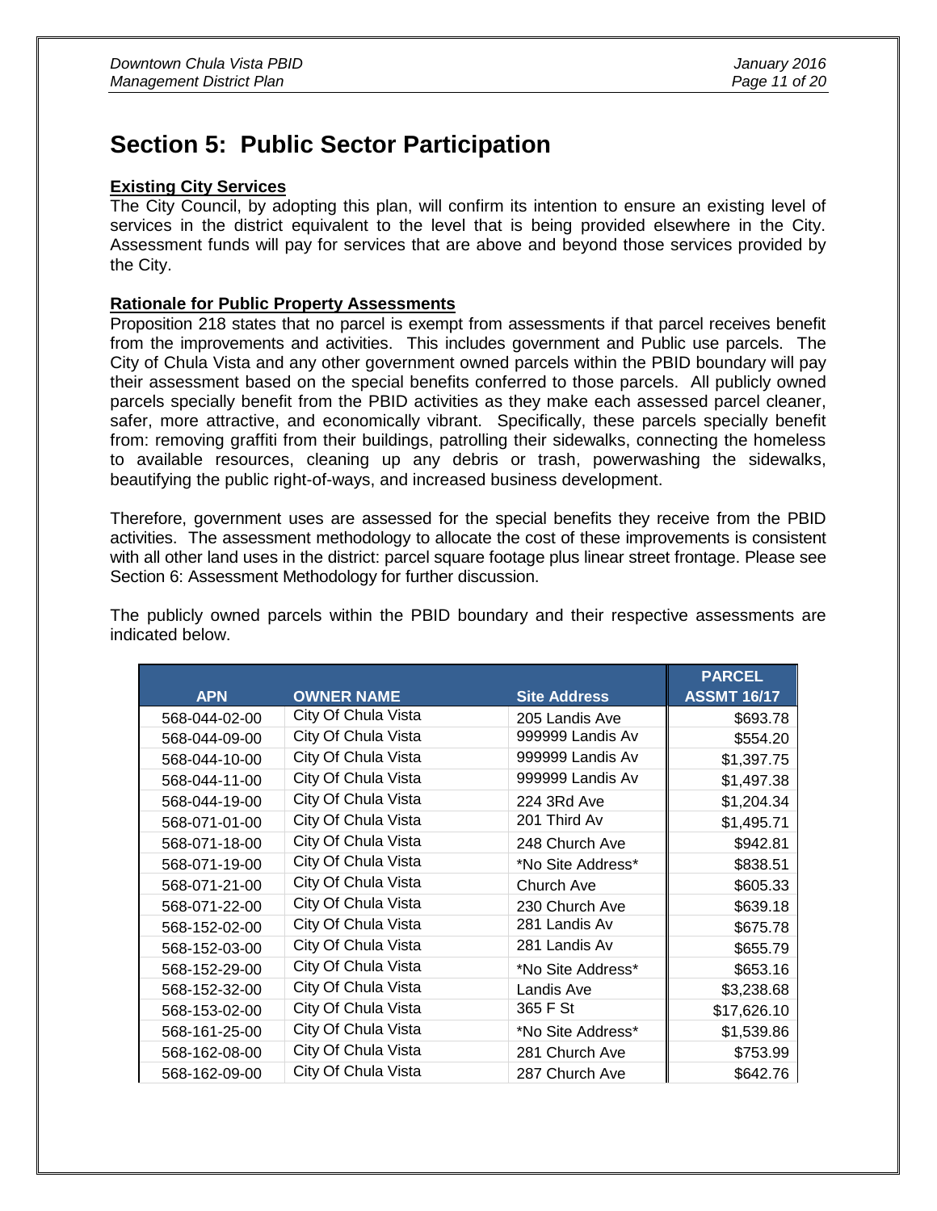# Section 5: Public Sector Participation

**Existing City Services**

The City Council, by adopting this plan, will confirm its intention to ensure an existing level of services in the district equivalent to the level that is being provided elsewhere in the City. Assessment funds will pay for services that are above and beyond those services provided by the City.

**Rationale for Public Property Assessments**

Proposition 218 states that no parcel is exempt from assessments if that parcel receives benefit from the improvements and activities. This includes government and Public use parcels. The City of Chula Vista and any other government owned parcels within the PBID boundary will pay their assessment based on the special benefits conferred to those parcels. All publicly owned parcels specially benefit from the PBID activities as they make each assessed parcel cleaner, safer, more attractive, and economically vibrant. Specifically, these parcels specially benefit from: removing graffiti from their buildings, patrolling their sidewalks, connecting the homeless to available resources, cleaning up any debris or trash, powerwashing the sidewalks, beautifying the public right-of-ways, and increased business development.

Therefore, government uses are assessed for the special benefits they receive from the PBID activities. The assessment methodology to allocate the cost of these improvements is consistent with all other land uses in the district: parcel square footage plus linear street frontage. Please see Section 6: Assessment Methodology for further discussion.

The publicly owned parcels within the PBID boundary and their respective assessments are indicated below.

| APN | OWNER NAME | Site Address | PARCEL ASSMT 16/17 |
|---|---|---|---|
| 568-044-02-00 | City Of Chula Vista | 205 Landis Ave | $693.78 |
| 568-044-09-00 | City Of Chula Vista | 999999 Landis Av | $554.20 |
| 568-044-10-00 | City Of Chula Vista | 999999 Landis Av | $1,397.75 |
| 568-044-11-00 | City Of Chula Vista | 999999 Landis Av | $1,497.38 |
| 568-044-19-00 | City Of Chula Vista | 224 3Rd Ave | $1,204.34 |
| 568-071-01-00 | City Of Chula Vista | 201 Third Av | $1,495.71 |
| 568-071-18-00 | City Of Chula Vista | 248 Church Ave | $942.81 |
| 568-071-19-00 | City Of Chula Vista | *No Site Address* | $838.51 |
| 568-071-21-00 | City Of Chula Vista | Church Ave | $605.33 |
| 568-071-22-00 | City Of Chula Vista | 230 Church Ave | $639.18 |
| 568-152-02-00 | City Of Chula Vista | 281 Landis Av | $675.78 |
| 568-152-03-00 | City Of Chula Vista | 281 Landis Av | $655.79 |
| 568-152-29-00 | City Of Chula Vista | *No Site Address* | $653.16 |
| 568-152-32-00 | City Of Chula Vista | Landis Ave | $3,238.68 |
| 568-153-02-00 | City Of Chula Vista | 365 F St | $17,626.10 |
| 568-161-25-00 | City Of Chula Vista | *No Site Address* | $1,539.86 |
| 568-162-08-00 | City Of Chula Vista | 281 Church Ave | $753.99 |
| 568-162-09-00 | City Of Chula Vista | 287 Church Ave | $642.76 |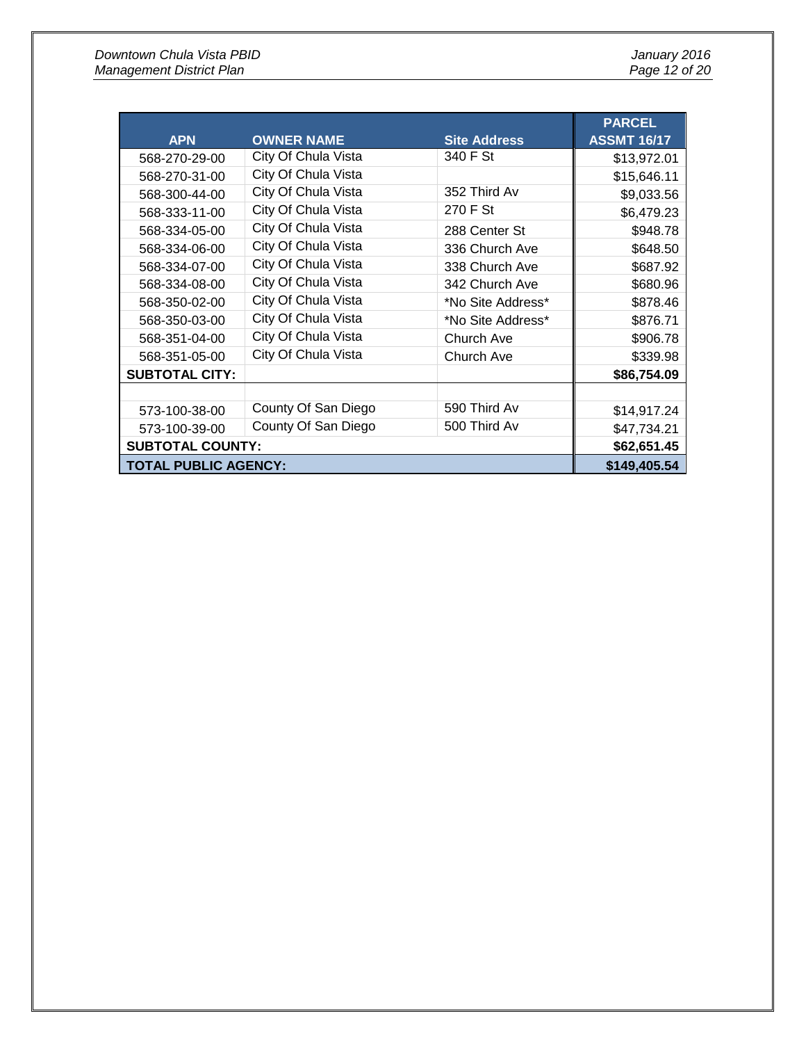| APN | OWNER NAME | Site Address | PARCEL ASSMT 16/17 |
|---|---|---|---|
| 568-270-29-00 | City Of Chula Vista | 340 F St | $13,972.01 |
| 568-270-31-00 | City Of Chula Vista | | $15,646.11 |
| 568-300-44-00 | City Of Chula Vista | 352 Third Av | $9,033.56 |
| 568-333-11-00 | City Of Chula Vista | 270 F St | $6,479.23 |
| 568-334-05-00 | City Of Chula Vista | 288 Center St | $948.78 |
| 568-334-06-00 | City Of Chula Vista | 336 Church Ave | $648.50 |
| 568-334-07-00 | City Of Chula Vista | 338 Church Ave | $687.92 |
| 568-334-08-00 | City Of Chula Vista | 342 Church Ave | $680.96 |
| 568-350-02-00 | City Of Chula Vista | *No Site Address* | $878.46 |
| 568-350-03-00 | City Of Chula Vista | *No Site Address* | $876.71 |
| 568-351-04-00 | City Of Chula Vista | Church Ave | $906.78 |
| 568-351-05-00 | City Of Chula Vista | Church Ave | $339.98 |
| **SUBTOTAL CITY:** | | | **$86,754.09** |
| | | | |
| 573-100-38-00 | County Of San Diego | 590 Third Av | $14,917.24 |
| 573-100-39-00 | County Of San Diego | 500 Third Av | $47,734.21 |
| **SUBTOTAL COUNTY:** | | | **$62,651.45** |
| **TOTAL PUBLIC AGENCY:** | | | **$149,405.54** |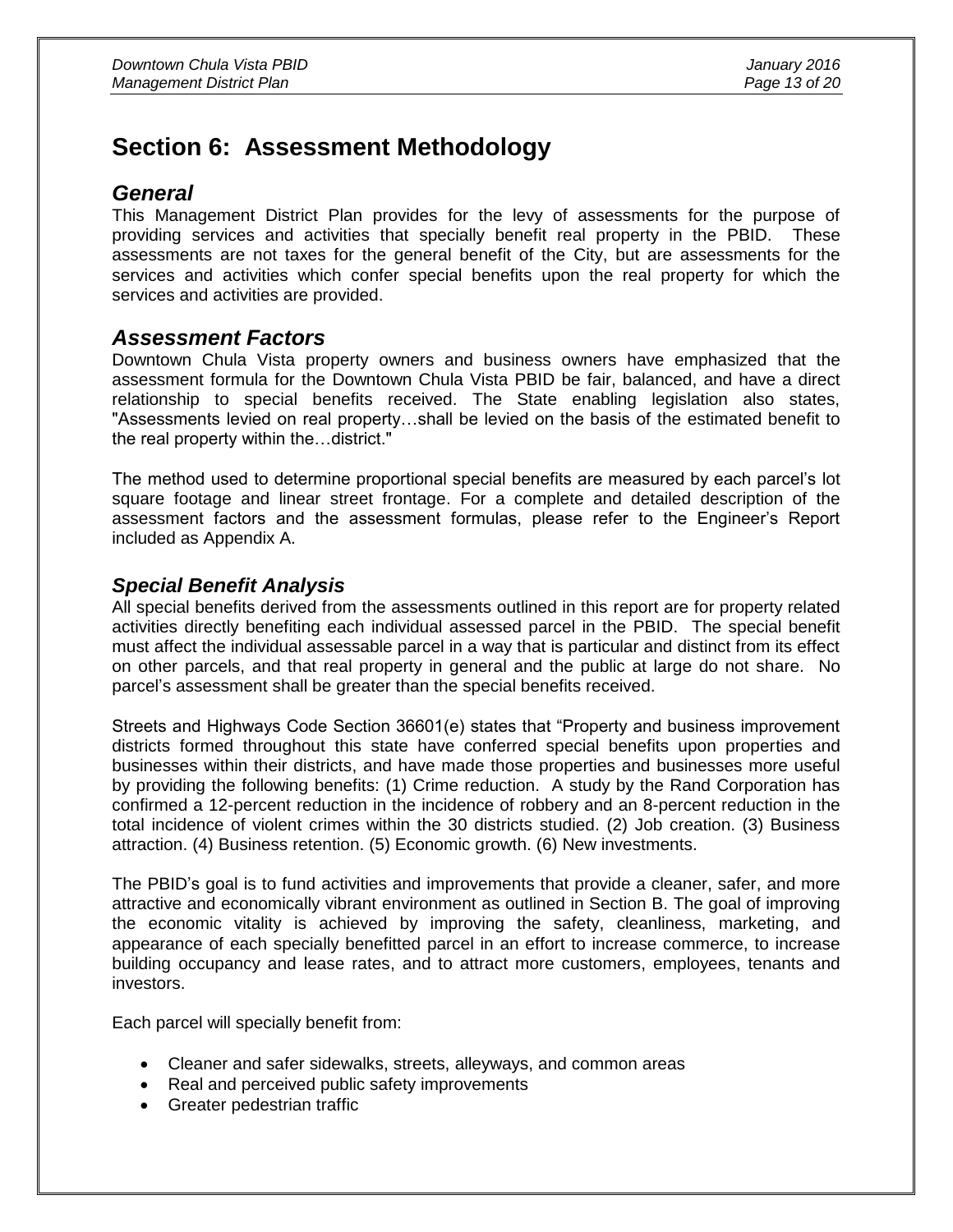# Section 6: Assessment Methodology

## *General*

This Management District Plan provides for the levy of assessments for the purpose of providing services and activities that specially benefit real property in the PBID. These assessments are not taxes for the general benefit of the City, but are assessments for the services and activities which confer special benefits upon the real property for which the services and activities are provided.

## *Assessment Factors*

Downtown Chula Vista property owners and business owners have emphasized that the assessment formula for the Downtown Chula Vista PBID be fair, balanced, and have a direct relationship to special benefits received. The State enabling legislation also states, "Assessments levied on real property…shall be levied on the basis of the estimated benefit to the real property within the…district."

The method used to determine proportional special benefits are measured by each parcel's lot square footage and linear street frontage. For a complete and detailed description of the assessment factors and the assessment formulas, please refer to the Engineer's Report included as Appendix A.

## *Special Benefit Analysis*

All special benefits derived from the assessments outlined in this report are for property related activities directly benefiting each individual assessed parcel in the PBID. The special benefit must affect the individual assessable parcel in a way that is particular and distinct from its effect on other parcels, and that real property in general and the public at large do not share. No parcel's assessment shall be greater than the special benefits received.

Streets and Highways Code Section 36601(e) states that "Property and business improvement districts formed throughout this state have conferred special benefits upon properties and businesses within their districts, and have made those properties and businesses more useful by providing the following benefits: (1) Crime reduction. A study by the Rand Corporation has confirmed a 12-percent reduction in the incidence of robbery and an 8-percent reduction in the total incidence of violent crimes within the 30 districts studied. (2) Job creation. (3) Business attraction. (4) Business retention. (5) Economic growth. (6) New investments.

The PBID's goal is to fund activities and improvements that provide a cleaner, safer, and more attractive and economically vibrant environment as outlined in Section B. The goal of improving the economic vitality is achieved by improving the safety, cleanliness, marketing, and appearance of each specially benefitted parcel in an effort to increase commerce, to increase building occupancy and lease rates, and to attract more customers, employees, tenants and investors.

Each parcel will specially benefit from:

- Cleaner and safer sidewalks, streets, alleyways, and common areas
- Real and perceived public safety improvements
- Greater pedestrian traffic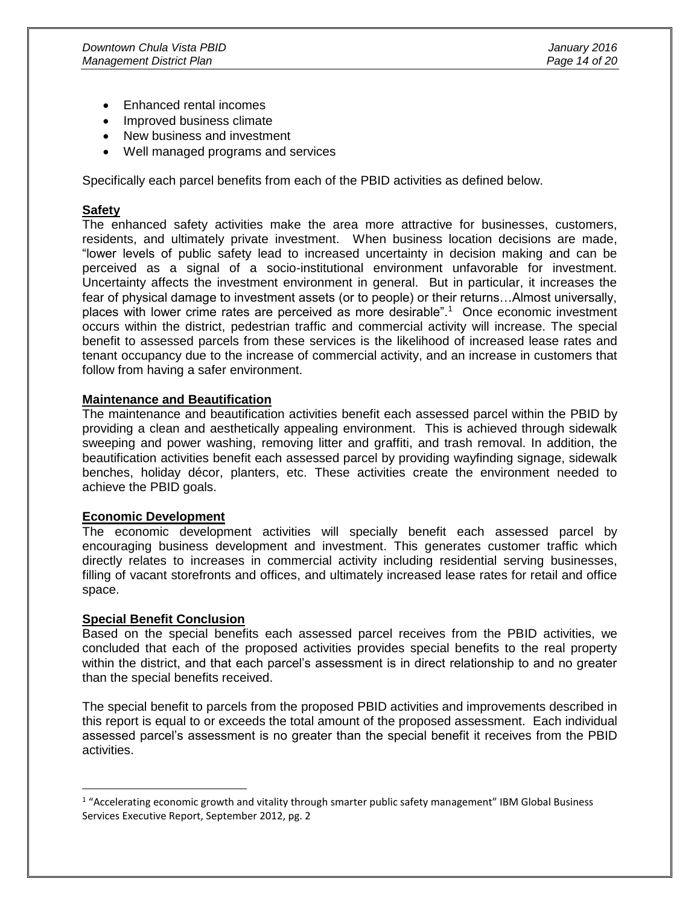- Enhanced rental incomes
- Improved business climate
- New business and investment
- Well managed programs and services

Specifically each parcel benefits from each of the PBID activities as defined below.

**Safety**

The enhanced safety activities make the area more attractive for businesses, customers, residents, and ultimately private investment. When business location decisions are made, "lower levels of public safety lead to increased uncertainty in decision making and can be perceived as a signal of a socio-institutional environment unfavorable for investment. Uncertainty affects the investment environment in general. But in particular, it increases the fear of physical damage to investment assets (or to people) or their returns…Almost universally, places with lower crime rates are perceived as more desirable".[1] Once economic investment occurs within the district, pedestrian traffic and commercial activity will increase. The special benefit to assessed parcels from these services is the likelihood of increased lease rates and tenant occupancy due to the increase of commercial activity, and an increase in customers that follow from having a safer environment.

**Maintenance and Beautification**

The maintenance and beautification activities benefit each assessed parcel within the PBID by providing a clean and aesthetically appealing environment. This is achieved through sidewalk sweeping and power washing, removing litter and graffiti, and trash removal. In addition, the beautification activities benefit each assessed parcel by providing wayfinding signage, sidewalk benches, holiday décor, planters, etc. These activities create the environment needed to achieve the PBID goals.

**Economic Development**

The economic development activities will specially benefit each assessed parcel by encouraging business development and investment. This generates customer traffic which directly relates to increases in commercial activity including residential serving businesses, filling of vacant storefronts and offices, and ultimately increased lease rates for retail and office space.

**Special Benefit Conclusion**

Based on the special benefits each assessed parcel receives from the PBID activities, we concluded that each of the proposed activities provides special benefits to the real property within the district, and that each parcel's assessment is in direct relationship to and no greater than the special benefits received.

The special benefit to parcels from the proposed PBID activities and improvements described in this report is equal to or exceeds the total amount of the proposed assessment. Each individual assessed parcel's assessment is no greater than the special benefit it receives from the PBID activities.

---

[1] "Accelerating economic growth and vitality through smarter public safety management" IBM Global Business Services Executive Report, September 2012, pg. 2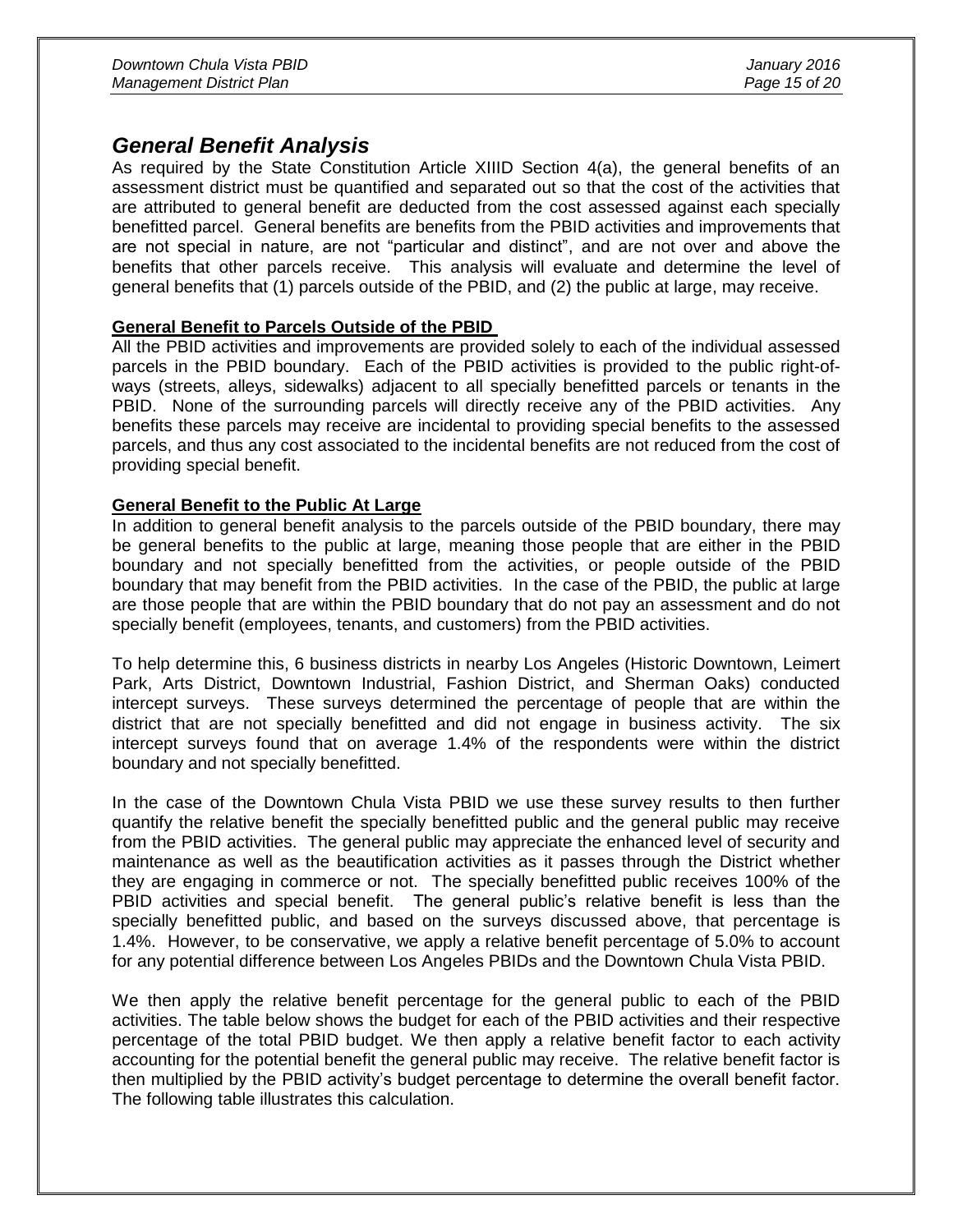## General Benefit Analysis

As required by the State Constitution Article XIIID Section 4(a), the general benefits of an assessment district must be quantified and separated out so that the cost of the activities that are attributed to general benefit are deducted from the cost assessed against each specially benefitted parcel. General benefits are benefits from the PBID activities and improvements that are not special in nature, are not "particular and distinct", and are not over and above the benefits that other parcels receive. This analysis will evaluate and determine the level of general benefits that (1) parcels outside of the PBID, and (2) the public at large, may receive.

### General Benefit to Parcels Outside of the PBID

All the PBID activities and improvements are provided solely to each of the individual assessed parcels in the PBID boundary. Each of the PBID activities is provided to the public right-of-ways (streets, alleys, sidewalks) adjacent to all specially benefitted parcels or tenants in the PBID. None of the surrounding parcels will directly receive any of the PBID activities. Any benefits these parcels may receive are incidental to providing special benefits to the assessed parcels, and thus any cost associated to the incidental benefits are not reduced from the cost of providing special benefit.

### General Benefit to the Public At Large

In addition to general benefit analysis to the parcels outside of the PBID boundary, there may be general benefits to the public at large, meaning those people that are either in the PBID boundary and not specially benefitted from the activities, or people outside of the PBID boundary that may benefit from the PBID activities. In the case of the PBID, the public at large are those people that are within the PBID boundary that do not pay an assessment and do not specially benefit (employees, tenants, and customers) from the PBID activities.

To help determine this, 6 business districts in nearby Los Angeles (Historic Downtown, Leimert Park, Arts District, Downtown Industrial, Fashion District, and Sherman Oaks) conducted intercept surveys. These surveys determined the percentage of people that are within the district that are not specially benefitted and did not engage in business activity. The six intercept surveys found that on average 1.4% of the respondents were within the district boundary and not specially benefitted.

In the case of the Downtown Chula Vista PBID we use these survey results to then further quantify the relative benefit the specially benefitted public and the general public may receive from the PBID activities. The general public may appreciate the enhanced level of security and maintenance as well as the beautification activities as it passes through the District whether they are engaging in commerce or not. The specially benefitted public receives 100% of the PBID activities and special benefit. The general public's relative benefit is less than the specially benefitted public, and based on the surveys discussed above, that percentage is 1.4%. However, to be conservative, we apply a relative benefit percentage of 5.0% to account for any potential difference between Los Angeles PBIDs and the Downtown Chula Vista PBID.

We then apply the relative benefit percentage for the general public to each of the PBID activities. The table below shows the budget for each of the PBID activities and their respective percentage of the total PBID budget. We then apply a relative benefit factor to each activity accounting for the potential benefit the general public may receive. The relative benefit factor is then multiplied by the PBID activity's budget percentage to determine the overall benefit factor. The following table illustrates this calculation.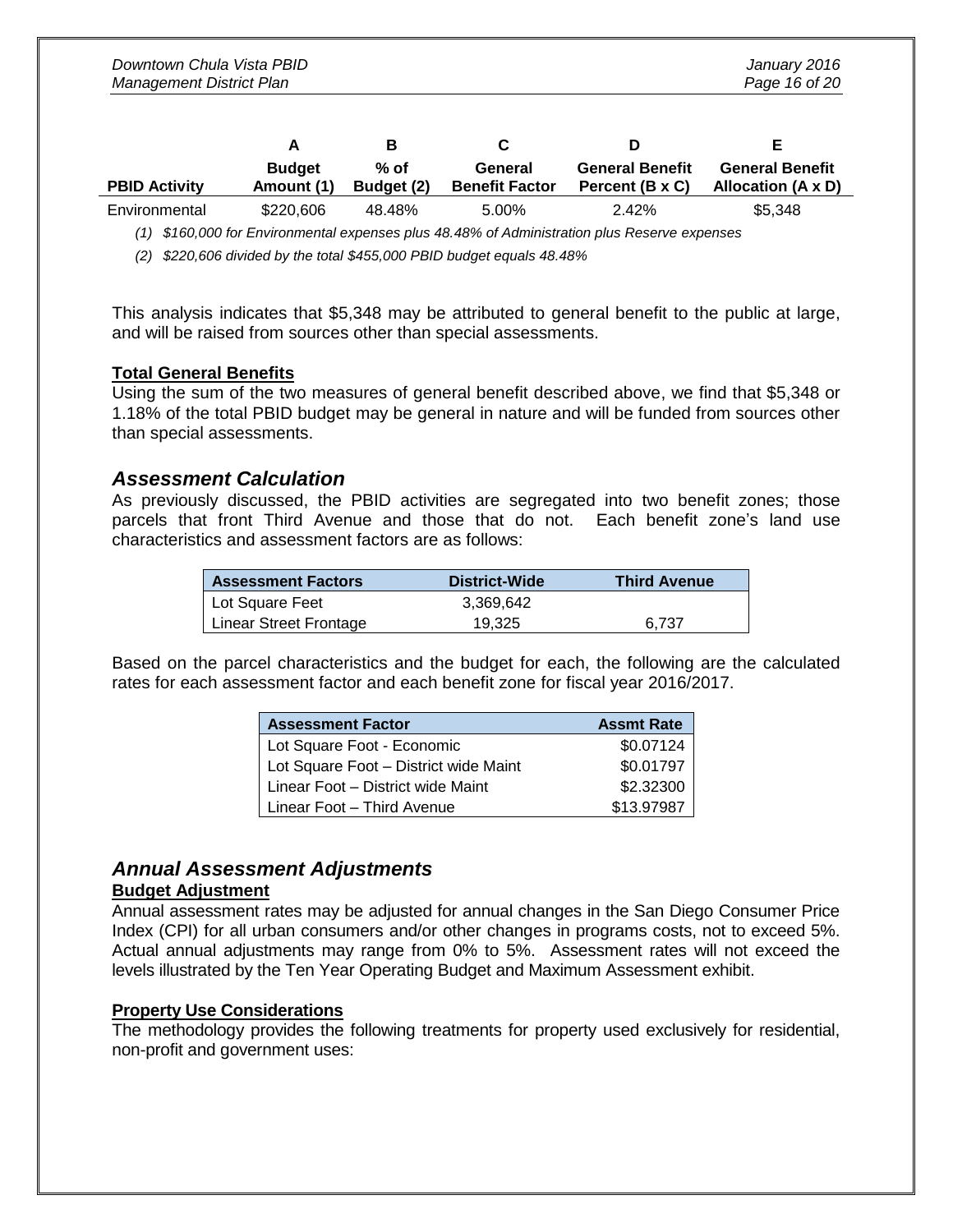| PBID Activity | A<br>Budget Amount (1) | B<br>% of Budget (2) | C<br>General Benefit Factor | D<br>General Benefit Percent (B x C) | E<br>General Benefit Allocation (A x D) |
|---|---|---|---|---|---|
| Environmental | $220,606 | 48.48% | 5.00% | 2.42% | $5,348 |

*(1) $160,000 for Environmental expenses plus 48.48% of Administration plus Reserve expenses*

*(2) $220,606 divided by the total $455,000 PBID budget equals 48.48%*

This analysis indicates that $5,348 may be attributed to general benefit to the public at large, and will be raised from sources other than special assessments.

**Total General Benefits**

Using the sum of the two measures of general benefit described above, we find that $5,348 or 1.18% of the total PBID budget may be general in nature and will be funded from sources other than special assessments.

## *Assessment Calculation*

As previously discussed, the PBID activities are segregated into two benefit zones; those parcels that front Third Avenue and those that do not. Each benefit zone's land use characteristics and assessment factors are as follows:

| Assessment Factors | District-Wide | Third Avenue |
|---|---|---|
| Lot Square Feet | 3,369,642 | |
| Linear Street Frontage | 19,325 | 6,737 |

Based on the parcel characteristics and the budget for each, the following are the calculated rates for each assessment factor and each benefit zone for fiscal year 2016/2017.

| Assessment Factor | Assmt Rate |
|---|---|
| Lot Square Foot - Economic | $0.07124 |
| Lot Square Foot – District wide Maint | $0.01797 |
| Linear Foot – District wide Maint | $2.32300 |
| Linear Foot – Third Avenue | $13.97987 |

## *Annual Assessment Adjustments*

**Budget Adjustment**

Annual assessment rates may be adjusted for annual changes in the San Diego Consumer Price Index (CPI) for all urban consumers and/or other changes in programs costs, not to exceed 5%. Actual annual adjustments may range from 0% to 5%. Assessment rates will not exceed the levels illustrated by the Ten Year Operating Budget and Maximum Assessment exhibit.

**Property Use Considerations**

The methodology provides the following treatments for property used exclusively for residential, non-profit and government uses: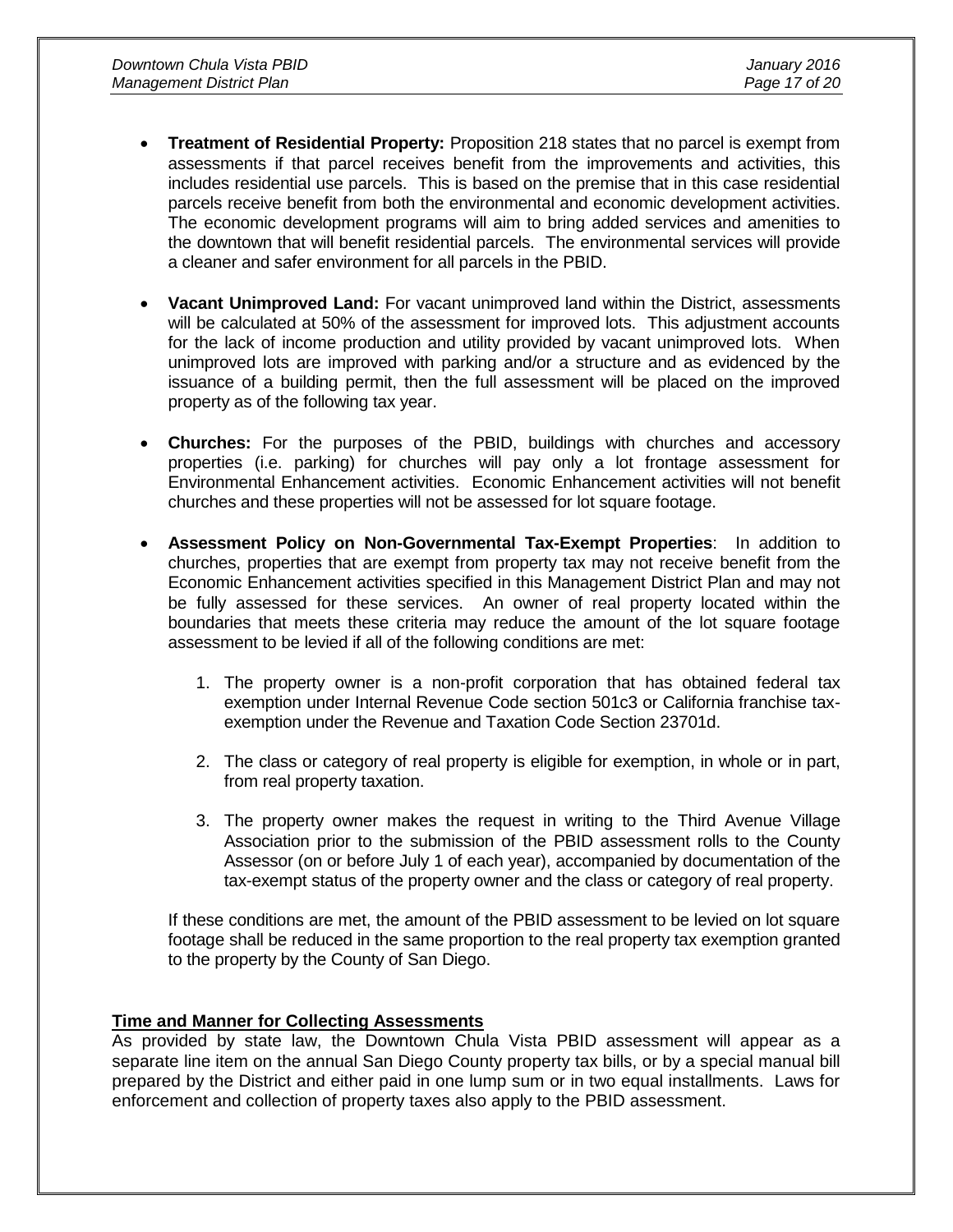- **Treatment of Residential Property:** Proposition 218 states that no parcel is exempt from assessments if that parcel receives benefit from the improvements and activities, this includes residential use parcels. This is based on the premise that in this case residential parcels receive benefit from both the environmental and economic development activities. The economic development programs will aim to bring added services and amenities to the downtown that will benefit residential parcels. The environmental services will provide a cleaner and safer environment for all parcels in the PBID.

- **Vacant Unimproved Land:** For vacant unimproved land within the District, assessments will be calculated at 50% of the assessment for improved lots. This adjustment accounts for the lack of income production and utility provided by vacant unimproved lots. When unimproved lots are improved with parking and/or a structure and as evidenced by the issuance of a building permit, then the full assessment will be placed on the improved property as of the following tax year.

- **Churches:** For the purposes of the PBID, buildings with churches and accessory properties (i.e. parking) for churches will pay only a lot frontage assessment for Environmental Enhancement activities. Economic Enhancement activities will not benefit churches and these properties will not be assessed for lot square footage.

- **Assessment Policy on Non-Governmental Tax-Exempt Properties**: In addition to churches, properties that are exempt from property tax may not receive benefit from the Economic Enhancement activities specified in this Management District Plan and may not be fully assessed for these services. An owner of real property located within the boundaries that meets these criteria may reduce the amount of the lot square footage assessment to be levied if all of the following conditions are met:

    1. The property owner is a non-profit corporation that has obtained federal tax exemption under Internal Revenue Code section 501c3 or California franchise tax-exemption under the Revenue and Taxation Code Section 23701d.

    2. The class or category of real property is eligible for exemption, in whole or in part, from real property taxation.

    3. The property owner makes the request in writing to the Third Avenue Village Association prior to the submission of the PBID assessment rolls to the County Assessor (on or before July 1 of each year), accompanied by documentation of the tax-exempt status of the property owner and the class or category of real property.

    If these conditions are met, the amount of the PBID assessment to be levied on lot square footage shall be reduced in the same proportion to the real property tax exemption granted to the property by the County of San Diego.

## Time and Manner for Collecting Assessments

As provided by state law, the Downtown Chula Vista PBID assessment will appear as a separate line item on the annual San Diego County property tax bills, or by a special manual bill prepared by the District and either paid in one lump sum or in two equal installments. Laws for enforcement and collection of property taxes also apply to the PBID assessment.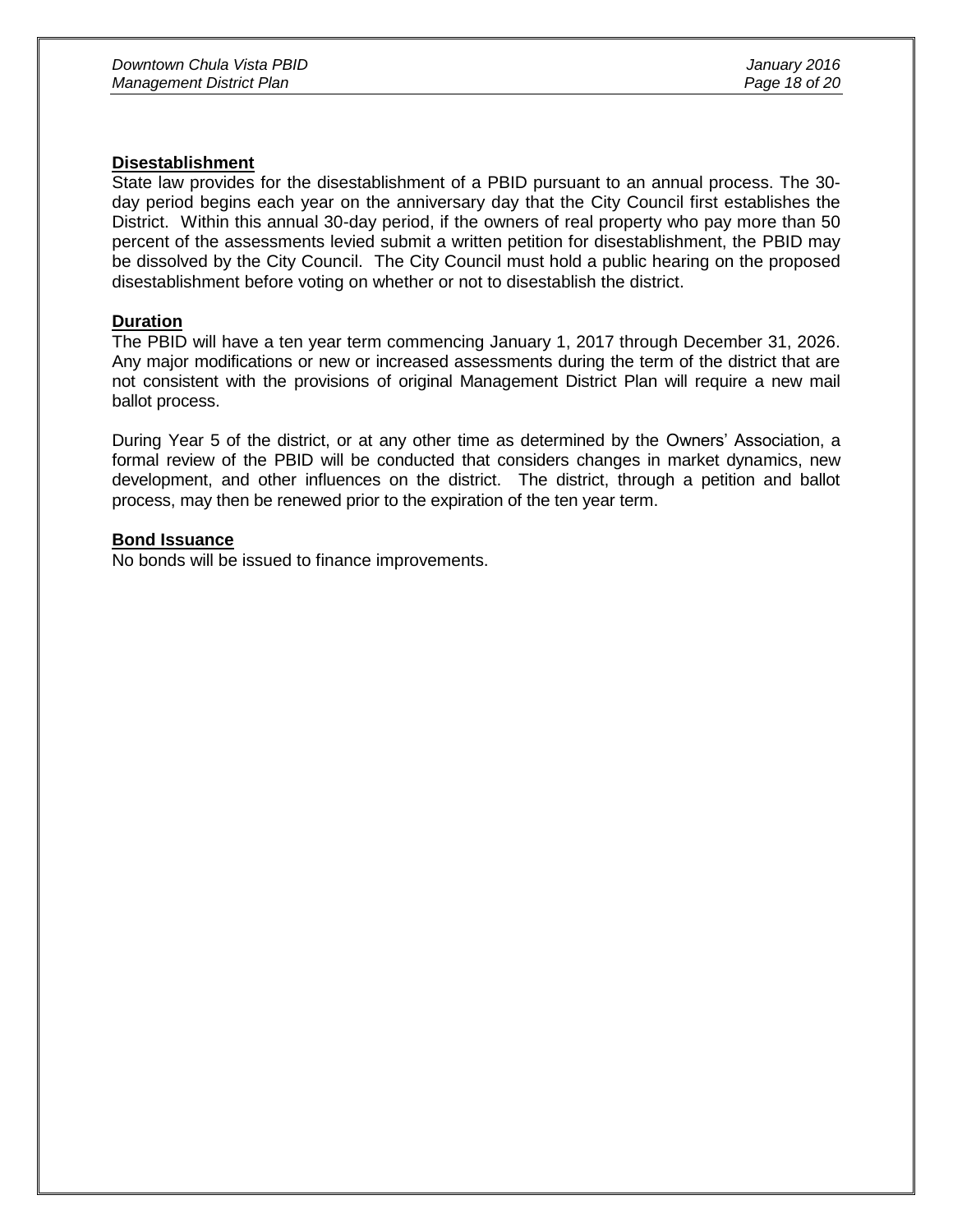**Disestablishment**

State law provides for the disestablishment of a PBID pursuant to an annual process. The 30-day period begins each year on the anniversary day that the City Council first establishes the District. Within this annual 30-day period, if the owners of real property who pay more than 50 percent of the assessments levied submit a written petition for disestablishment, the PBID may be dissolved by the City Council. The City Council must hold a public hearing on the proposed disestablishment before voting on whether or not to disestablish the district.

**Duration**

The PBID will have a ten year term commencing January 1, 2017 through December 31, 2026. Any major modifications or new or increased assessments during the term of the district that are not consistent with the provisions of original Management District Plan will require a new mail ballot process.

During Year 5 of the district, or at any other time as determined by the Owners' Association, a formal review of the PBID will be conducted that considers changes in market dynamics, new development, and other influences on the district. The district, through a petition and ballot process, may then be renewed prior to the expiration of the ten year term.

**Bond Issuance**

No bonds will be issued to finance improvements.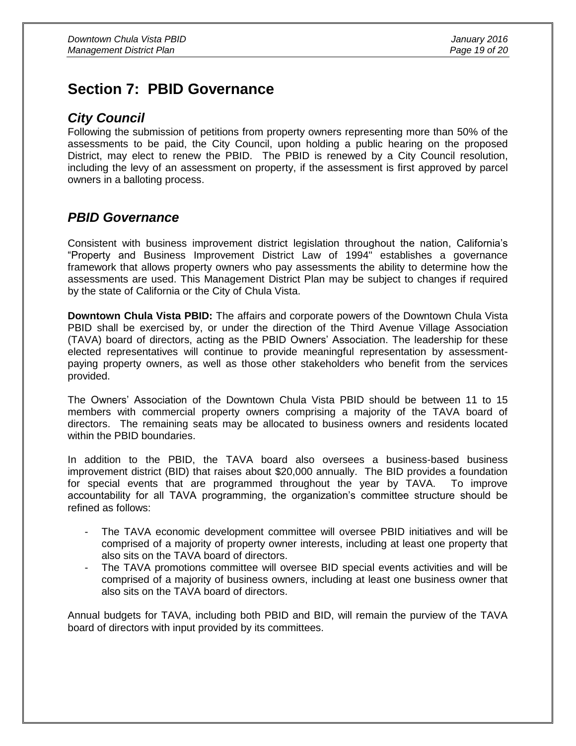# Section 7: PBID Governance

## *City Council*

Following the submission of petitions from property owners representing more than 50% of the assessments to be paid, the City Council, upon holding a public hearing on the proposed District, may elect to renew the PBID. The PBID is renewed by a City Council resolution, including the levy of an assessment on property, if the assessment is first approved by parcel owners in a balloting process.

## *PBID Governance*

Consistent with business improvement district legislation throughout the nation, California's "Property and Business Improvement District Law of 1994" establishes a governance framework that allows property owners who pay assessments the ability to determine how the assessments are used. This Management District Plan may be subject to changes if required by the state of California or the City of Chula Vista.

**Downtown Chula Vista PBID:** The affairs and corporate powers of the Downtown Chula Vista PBID shall be exercised by, or under the direction of the Third Avenue Village Association (TAVA) board of directors, acting as the PBID Owners' Association. The leadership for these elected representatives will continue to provide meaningful representation by assessment-paying property owners, as well as those other stakeholders who benefit from the services provided.

The Owners' Association of the Downtown Chula Vista PBID should be between 11 to 15 members with commercial property owners comprising a majority of the TAVA board of directors. The remaining seats may be allocated to business owners and residents located within the PBID boundaries.

In addition to the PBID, the TAVA board also oversees a business-based business improvement district (BID) that raises about $20,000 annually. The BID provides a foundation for special events that are programmed throughout the year by TAVA. To improve accountability for all TAVA programming, the organization's committee structure should be refined as follows:

- The TAVA economic development committee will oversee PBID initiatives and will be comprised of a majority of property owner interests, including at least one property that also sits on the TAVA board of directors.
- The TAVA promotions committee will oversee BID special events activities and will be comprised of a majority of business owners, including at least one business owner that also sits on the TAVA board of directors.

Annual budgets for TAVA, including both PBID and BID, will remain the purview of the TAVA board of directors with input provided by its committees.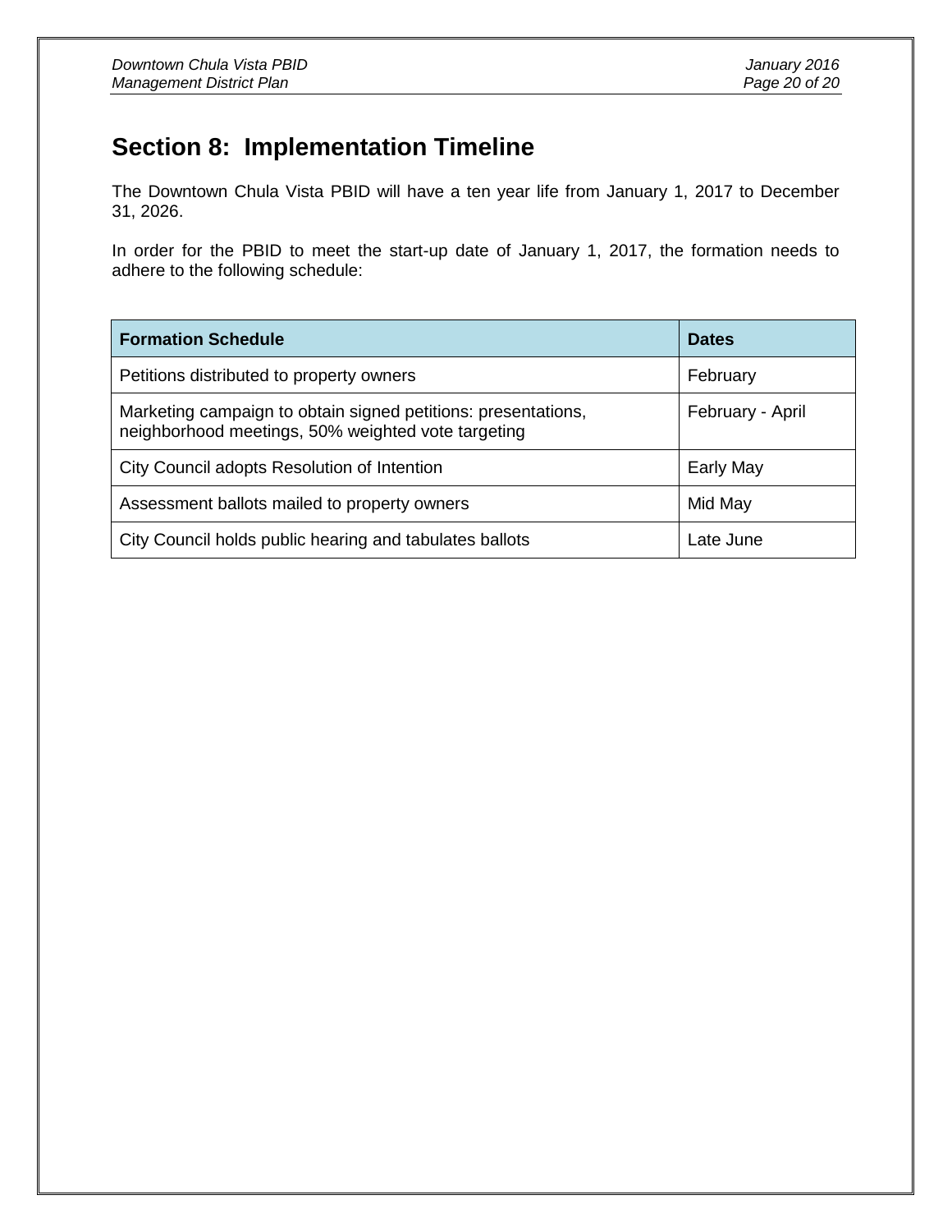## Section 8: Implementation Timeline

The Downtown Chula Vista PBID will have a ten year life from January 1, 2017 to December 31, 2026.

In order for the PBID to meet the start-up date of January 1, 2017, the formation needs to adhere to the following schedule:

| Formation Schedule | Dates |
|---|---|
| Petitions distributed to property owners | February |
| Marketing campaign to obtain signed petitions: presentations, neighborhood meetings, 50% weighted vote targeting | February - April |
| City Council adopts Resolution of Intention | Early May |
| Assessment ballots mailed to property owners | Mid May |
| City Council holds public hearing and tabulates ballots | Late June |